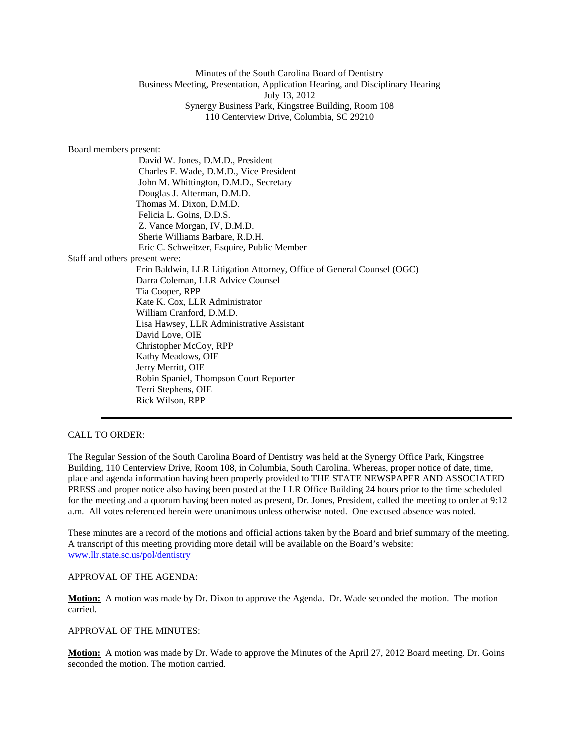Minutes of the South Carolina Board of Dentistry
Business Meeting, Presentation, Application Hearing, and Disciplinary Hearing
July 13, 2012
Synergy Business Park, Kingstree Building, Room 108
110 Centerview Drive, Columbia, SC 29210

Board members present:

David W. Jones, D.M.D., President
Charles F. Wade, D.M.D., Vice President
John M. Whittington, D.M.D., Secretary
Douglas J. Alterman, D.M.D.
Thomas M. Dixon, D.M.D.
Felicia L. Goins, D.D.S.
Z. Vance Morgan, IV, D.M.D.
Sherie Williams Barbare, R.D.H.
Eric C. Schweitzer, Esquire, Public Member

Staff and others present were:

Erin Baldwin, LLR Litigation Attorney, Office of General Counsel (OGC)
Darra Coleman, LLR Advice Counsel
Tia Cooper, RPP
Kate K. Cox, LLR Administrator
William Cranford, D.M.D.
Lisa Hawsey, LLR Administrative Assistant
David Love, OIE
Christopher McCoy, RPP
Kathy Meadows, OIE
Jerry Merritt, OIE
Robin Spaniel, Thompson Court Reporter
Terri Stephens, OIE
Rick Wilson, RPP

---

CALL TO ORDER:

The Regular Session of the South Carolina Board of Dentistry was held at the Synergy Office Park, Kingstree Building, 110 Centerview Drive, Room 108, in Columbia, South Carolina. Whereas, proper notice of date, time, place and agenda information having been properly provided to THE STATE NEWSPAPER AND ASSOCIATED PRESS and proper notice also having been posted at the LLR Office Building 24 hours prior to the time scheduled for the meeting and a quorum having been noted as present, Dr. Jones, President, called the meeting to order at 9:12 a.m. All votes referenced herein were unanimous unless otherwise noted. One excused absence was noted.

These minutes are a record of the motions and official actions taken by the Board and brief summary of the meeting. A transcript of this meeting providing more detail will be available on the Board's website: www.llr.state.sc.us/pol/dentistry

APPROVAL OF THE AGENDA:

**Motion:** A motion was made by Dr. Dixon to approve the Agenda. Dr. Wade seconded the motion. The motion carried.

APPROVAL OF THE MINUTES:

**Motion:** A motion was made by Dr. Wade to approve the Minutes of the April 27, 2012 Board meeting. Dr. Goins seconded the motion. The motion carried.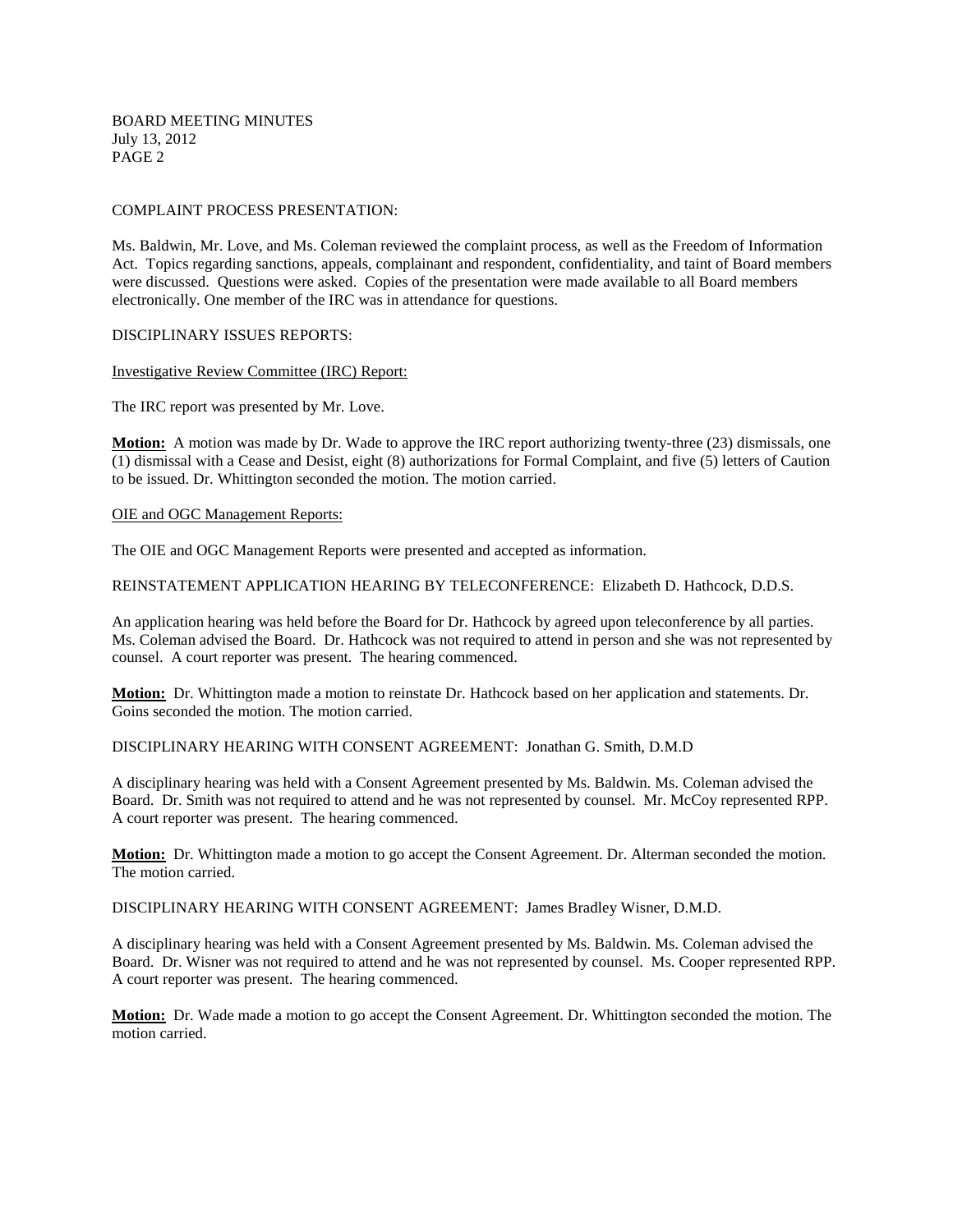COMPLAINT PROCESS PRESENTATION:

Ms. Baldwin, Mr. Love, and Ms. Coleman reviewed the complaint process, as well as the Freedom of Information Act. Topics regarding sanctions, appeals, complainant and respondent, confidentiality, and taint of Board members were discussed. Questions were asked. Copies of the presentation were made available to all Board members electronically. One member of the IRC was in attendance for questions.

DISCIPLINARY ISSUES REPORTS:

Investigative Review Committee (IRC) Report:

The IRC report was presented by Mr. Love.

**Motion:** A motion was made by Dr. Wade to approve the IRC report authorizing twenty-three (23) dismissals, one (1) dismissal with a Cease and Desist, eight (8) authorizations for Formal Complaint, and five (5) letters of Caution to be issued. Dr. Whittington seconded the motion. The motion carried.

OIE and OGC Management Reports:

The OIE and OGC Management Reports were presented and accepted as information.

REINSTATEMENT APPLICATION HEARING BY TELECONFERENCE: Elizabeth D. Hathcock, D.D.S.

An application hearing was held before the Board for Dr. Hathcock by agreed upon teleconference by all parties. Ms. Coleman advised the Board. Dr. Hathcock was not required to attend in person and she was not represented by counsel. A court reporter was present. The hearing commenced.

**Motion:** Dr. Whittington made a motion to reinstate Dr. Hathcock based on her application and statements. Dr. Goins seconded the motion. The motion carried.

DISCIPLINARY HEARING WITH CONSENT AGREEMENT: Jonathan G. Smith, D.M.D

A disciplinary hearing was held with a Consent Agreement presented by Ms. Baldwin. Ms. Coleman advised the Board. Dr. Smith was not required to attend and he was not represented by counsel. Mr. McCoy represented RPP. A court reporter was present. The hearing commenced.

**Motion:** Dr. Whittington made a motion to go accept the Consent Agreement. Dr. Alterman seconded the motion. The motion carried.

DISCIPLINARY HEARING WITH CONSENT AGREEMENT: James Bradley Wisner, D.M.D.

A disciplinary hearing was held with a Consent Agreement presented by Ms. Baldwin. Ms. Coleman advised the Board. Dr. Wisner was not required to attend and he was not represented by counsel. Ms. Cooper represented RPP. A court reporter was present. The hearing commenced.

**Motion:** Dr. Wade made a motion to go accept the Consent Agreement. Dr. Whittington seconded the motion. The motion carried.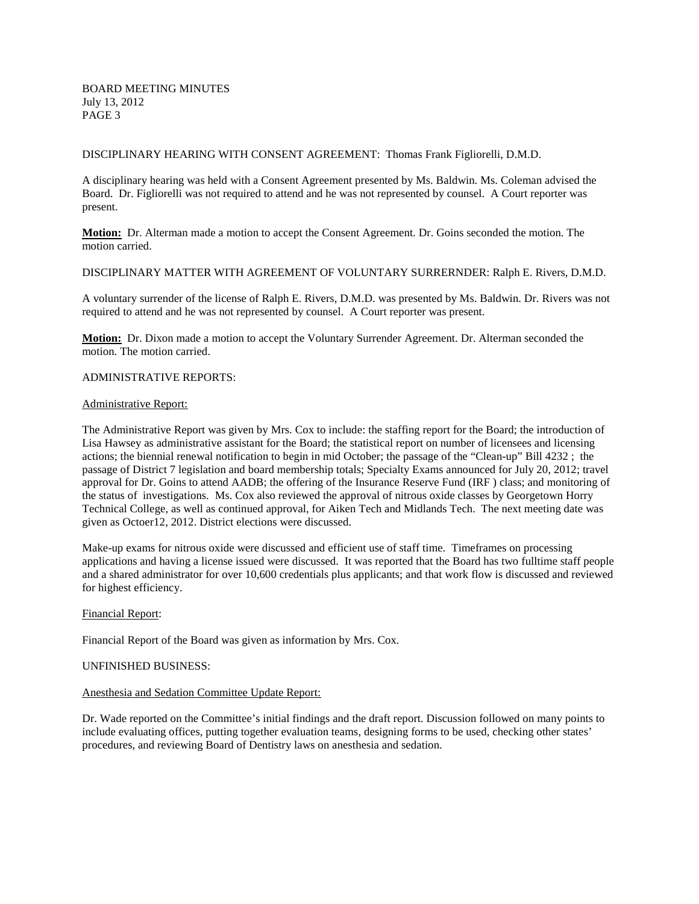DISCIPLINARY HEARING WITH CONSENT AGREEMENT: Thomas Frank Figliorelli, D.M.D.

A disciplinary hearing was held with a Consent Agreement presented by Ms. Baldwin. Ms. Coleman advised the Board. Dr. Figliorelli was not required to attend and he was not represented by counsel. A Court reporter was present.

**Motion:** Dr. Alterman made a motion to accept the Consent Agreement. Dr. Goins seconded the motion. The motion carried.

DISCIPLINARY MATTER WITH AGREEMENT OF VOLUNTARY SURRERNDER: Ralph E. Rivers, D.M.D.

A voluntary surrender of the license of Ralph E. Rivers, D.M.D. was presented by Ms. Baldwin. Dr. Rivers was not required to attend and he was not represented by counsel. A Court reporter was present.

**Motion:** Dr. Dixon made a motion to accept the Voluntary Surrender Agreement. Dr. Alterman seconded the motion. The motion carried.

ADMINISTRATIVE REPORTS:

Administrative Report:

The Administrative Report was given by Mrs. Cox to include: the staffing report for the Board; the introduction of Lisa Hawsey as administrative assistant for the Board; the statistical report on number of licensees and licensing actions; the biennial renewal notification to begin in mid October; the passage of the "Clean-up" Bill 4232 ; the passage of District 7 legislation and board membership totals; Specialty Exams announced for July 20, 2012; travel approval for Dr. Goins to attend AADB; the offering of the Insurance Reserve Fund (IRF ) class; and monitoring of the status of investigations. Ms. Cox also reviewed the approval of nitrous oxide classes by Georgetown Horry Technical College, as well as continued approval, for Aiken Tech and Midlands Tech. The next meeting date was given as Octoer12, 2012. District elections were discussed.

Make-up exams for nitrous oxide were discussed and efficient use of staff time. Timeframes on processing applications and having a license issued were discussed. It was reported that the Board has two fulltime staff people and a shared administrator for over 10,600 credentials plus applicants; and that work flow is discussed and reviewed for highest efficiency.

Financial Report:

Financial Report of the Board was given as information by Mrs. Cox.

UNFINISHED BUSINESS:

Anesthesia and Sedation Committee Update Report:

Dr. Wade reported on the Committee's initial findings and the draft report. Discussion followed on many points to include evaluating offices, putting together evaluation teams, designing forms to be used, checking other states' procedures, and reviewing Board of Dentistry laws on anesthesia and sedation.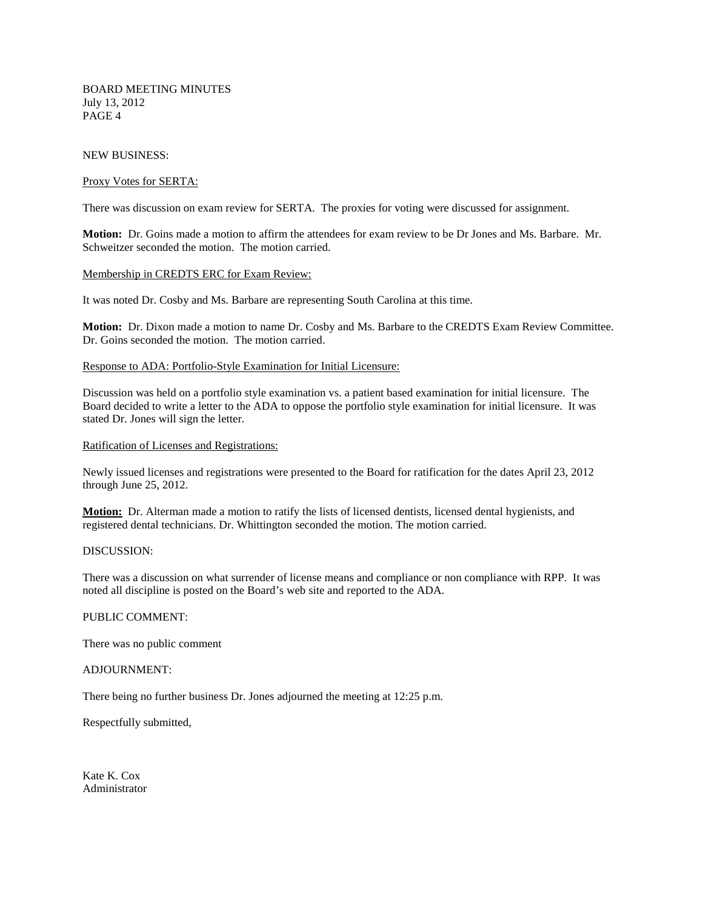NEW BUSINESS:

Proxy Votes for SERTA:

There was discussion on exam review for SERTA. The proxies for voting were discussed for assignment.

**Motion:** Dr. Goins made a motion to affirm the attendees for exam review to be Dr Jones and Ms. Barbare. Mr. Schweitzer seconded the motion. The motion carried.

Membership in CREDTS ERC for Exam Review:

It was noted Dr. Cosby and Ms. Barbare are representing South Carolina at this time.

**Motion:** Dr. Dixon made a motion to name Dr. Cosby and Ms. Barbare to the CREDTS Exam Review Committee. Dr. Goins seconded the motion. The motion carried.

Response to ADA: Portfolio-Style Examination for Initial Licensure:

Discussion was held on a portfolio style examination vs. a patient based examination for initial licensure. The Board decided to write a letter to the ADA to oppose the portfolio style examination for initial licensure. It was stated Dr. Jones will sign the letter.

Ratification of Licenses and Registrations:

Newly issued licenses and registrations were presented to the Board for ratification for the dates April 23, 2012 through June 25, 2012.

**Motion:** Dr. Alterman made a motion to ratify the lists of licensed dentists, licensed dental hygienists, and registered dental technicians. Dr. Whittington seconded the motion. The motion carried.

DISCUSSION:

There was a discussion on what surrender of license means and compliance or non compliance with RPP. It was noted all discipline is posted on the Board's web site and reported to the ADA.

PUBLIC COMMENT:

There was no public comment

ADJOURNMENT:

There being no further business Dr. Jones adjourned the meeting at 12:25 p.m.

Respectfully submitted,

Kate K. Cox
Administrator